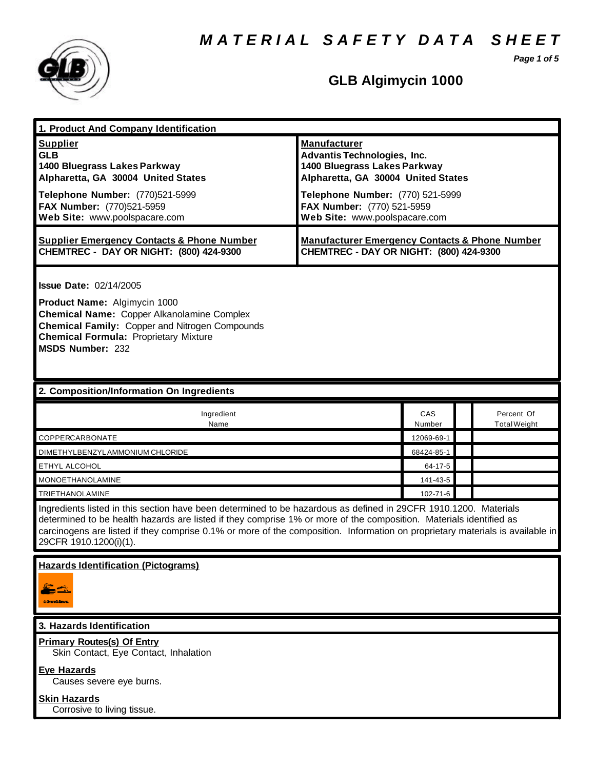# MATERIAL SAFETY DATA SHEET

## GLB Algimycin 1000

### 1. Product And Company Identification

| **Supplier** | **Manufacturer** |
|---|---|
| **GLB**<br>**1400 Bluegrass Lakes Parkway**<br>**Alpharetta, GA 30004 United States** | **Advantis Technologies, Inc.**<br>**1400 Bluegrass Lakes Parkway**<br>**Alpharetta, GA 30004 United States** |
| **Telephone Number:** (770)521-5999<br>**FAX Number:** (770)521-5959<br>**Web Site:** www.poolspacare.com | **Telephone Number:** (770) 521-5999<br>**FAX Number:** (770) 521-5959<br>**Web Site:** www.poolspacare.com |
| **Supplier Emergency Contacts & Phone Number**<br>**CHEMTREC - DAY OR NIGHT: (800) 424-9300** | **Manufacturer Emergency Contacts & Phone Number**<br>**CHEMTREC - DAY OR NIGHT: (800) 424-9300** |

**Issue Date:** 02/14/2005

**Product Name:** Algimycin 1000
**Chemical Name:** Copper Alkanolamine Complex
**Chemical Family:** Copper and Nitrogen Compounds
**Chemical Formula:** Proprietary Mixture
**MSDS Number:** 232

### 2. Composition/Information On Ingredients

| Ingredient Name | CAS Number | | Percent Of Total Weight |
|---|---|---|---|
| COPPERCARBONATE | 12069-69-1 | | |
| DIMETHYLBENZYLAMMONIUM CHLORIDE | 68424-85-1 | | |
| ETHYL ALCOHOL | 64-17-5 | | |
| MONOETHANOLAMINE | 141-43-5 | | |
| TRIETHANOLAMINE | 102-71-6 | | |

Ingredients listed in this section have been determined to be hazardous as defined in 29CFR 1910.1200. Materials determined to be health hazards are listed if they comprise 1% or more of the composition. Materials identified as carcinogens are listed if they comprise 0.1% or more of the composition. Information on proprietary materials is available in 29CFR 1910.1200(i)(1).

**Hazards Identification (Pictograms)**

### 3. Hazards Identification

**Primary Routes(s) Of Entry**
Skin Contact, Eye Contact, Inhalation

**Eye Hazards**
Causes severe eye burns.

**Skin Hazards**
Corrosive to living tissue.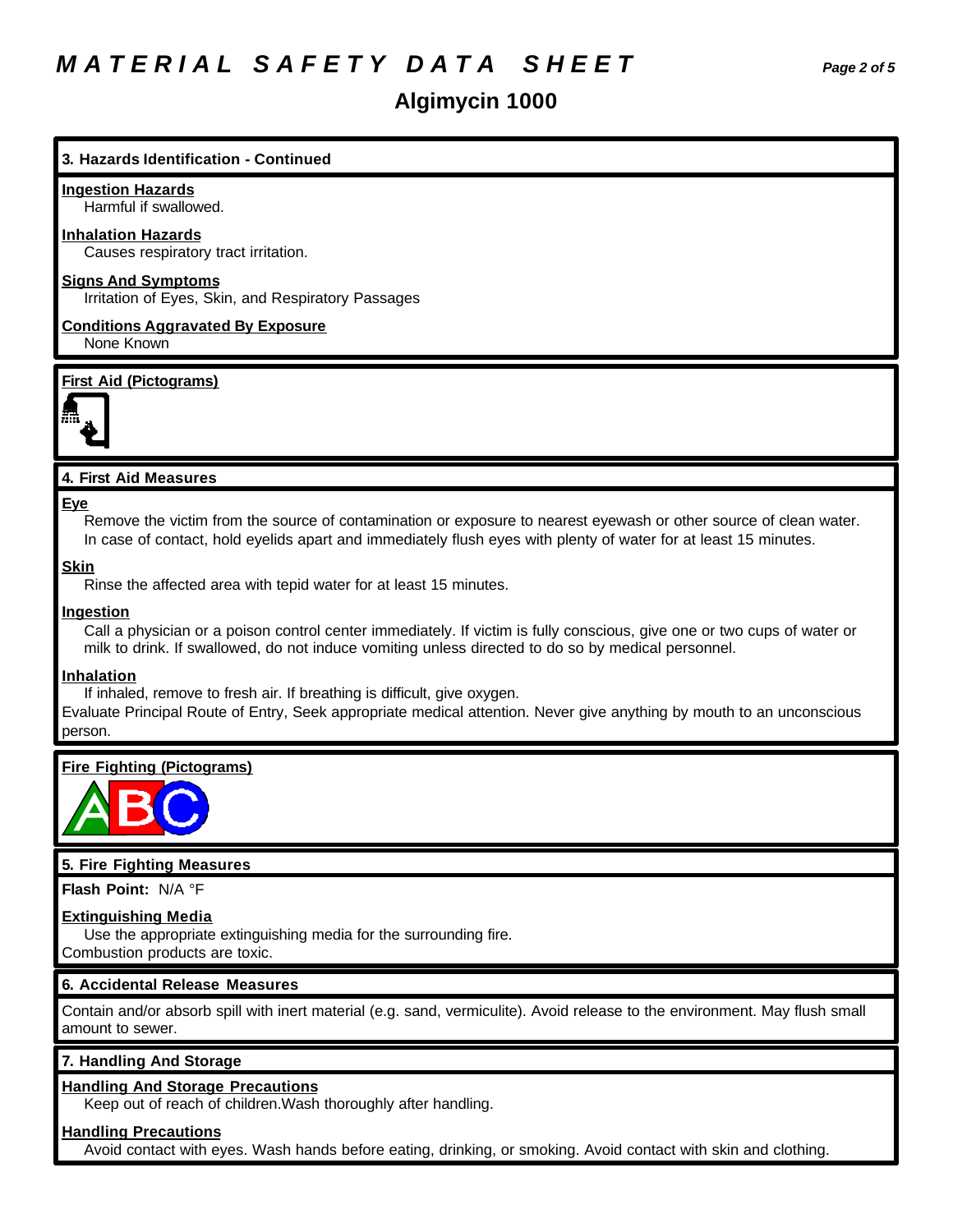# MATERIAL SAFETY DATA SHEET

## Algimycin 1000

### 3. Hazards Identification - Continued

**Ingestion Hazards**

Harmful if swallowed.

**Inhalation Hazards**

Causes respiratory tract irritation.

**Signs And Symptoms**

Irritation of Eyes, Skin, and Respiratory Passages

**Conditions Aggravated By Exposure**

None Known

**First Aid (Pictograms)**

### 4. First Aid Measures

**Eye**

Remove the victim from the source of contamination or exposure to nearest eyewash or other source of clean water. In case of contact, hold eyelids apart and immediately flush eyes with plenty of water for at least 15 minutes.

**Skin**

Rinse the affected area with tepid water for at least 15 minutes.

**Ingestion**

Call a physician or a poison control center immediately. If victim is fully conscious, give one or two cups of water or milk to drink. If swallowed, do not induce vomiting unless directed to do so by medical personnel.

**Inhalation**

If inhaled, remove to fresh air. If breathing is difficult, give oxygen.

Evaluate Principal Route of Entry, Seek appropriate medical attention. Never give anything by mouth to an unconscious person.

**Fire Fighting (Pictograms)**

### 5. Fire Fighting Measures

**Flash Point:** N/A °F

**Extinguishing Media**

Use the appropriate extinguishing media for the surrounding fire.

Combustion products are toxic.

### 6. Accidental Release Measures

Contain and/or absorb spill with inert material (e.g. sand, vermiculite). Avoid release to the environment. May flush small amount to sewer.

### 7. Handling And Storage

**Handling And Storage Precautions**

Keep out of reach of children.Wash thoroughly after handling.

**Handling Precautions**

Avoid contact with eyes. Wash hands before eating, drinking, or smoking. Avoid contact with skin and clothing.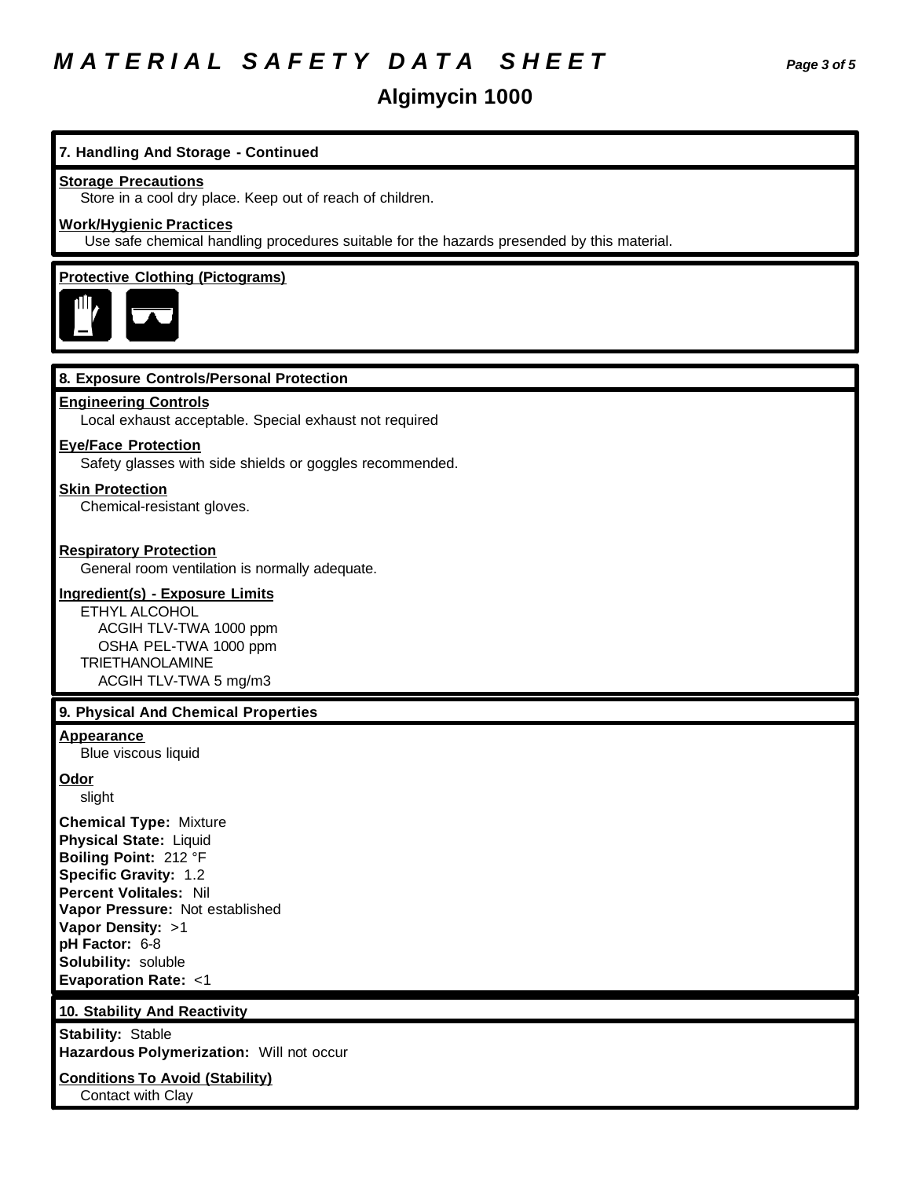# MATERIAL SAFETY DATA SHEET

## Algimycin 1000

### 7. Handling And Storage - Continued

**Storage Precautions**

Store in a cool dry place. Keep out of reach of children.

**Work/Hygienic Practices**

Use safe chemical handling procedures suitable for the hazards presended by this material.

**Protective Clothing (Pictograms)**

### 8. Exposure Controls/Personal Protection

**Engineering Controls**

Local exhaust acceptable. Special exhaust not required

**Eye/Face Protection**

Safety glasses with side shields or goggles recommended.

**Skin Protection**

Chemical-resistant gloves.

**Respiratory Protection**

General room ventilation is normally adequate.

**Ingredient(s) - Exposure Limits**

ETHYL ALCOHOL
- ACGIH TLV-TWA 1000 ppm
- OSHA PEL-TWA 1000 ppm

TRIETHANOLAMINE
- ACGIH TLV-TWA 5 mg/m3

### 9. Physical And Chemical Properties

**Appearance**

Blue viscous liquid

**Odor**

slight

**Chemical Type:** Mixture
**Physical State:** Liquid
**Boiling Point:** 212 °F
**Specific Gravity:** 1.2
**Percent Volitales:** Nil
**Vapor Pressure:** Not established
**Vapor Density:** >1
**pH Factor:** 6-8
**Solubility:** soluble
**Evaporation Rate:** <1

### 10. Stability And Reactivity

**Stability:** Stable
**Hazardous Polymerization:** Will not occur

**Conditions To Avoid (Stability)**

Contact with Clay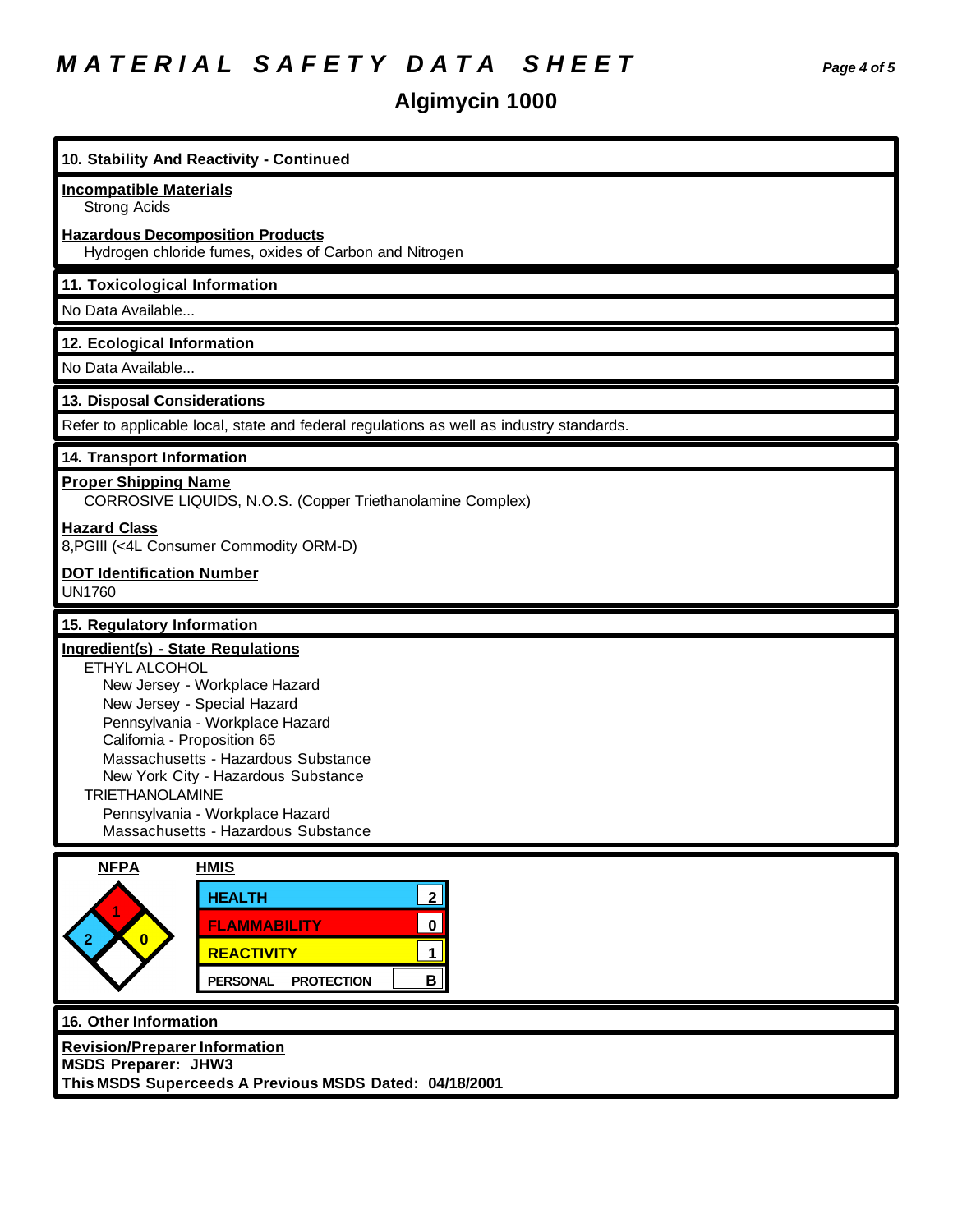# MATERIAL SAFETY DATA SHEET

## Algimycin 1000

### 10. Stability And Reactivity - Continued

**Incompatible Materials**

Strong Acids

**Hazardous Decomposition Products**

Hydrogen chloride fumes, oxides of Carbon and Nitrogen

### 11. Toxicological Information

No Data Available...

### 12. Ecological Information

No Data Available...

### 13. Disposal Considerations

Refer to applicable local, state and federal regulations as well as industry standards.

### 14. Transport Information

**Proper Shipping Name**

CORROSIVE LIQUIDS, N.O.S. (Copper Triethanolamine Complex)

**Hazard Class**

8,PGIII (<4L Consumer Commodity ORM-D)

**DOT Identification Number**

UN1760

### 15. Regulatory Information

**Ingredient(s) - State Regulations**

ETHYL ALCOHOL
- New Jersey - Workplace Hazard
- New Jersey - Special Hazard
- Pennsylvania - Workplace Hazard
- California - Proposition 65
- Massachusetts - Hazardous Substance
- New York City - Hazardous Substance

TRIETHANOLAMINE
- Pennsylvania - Workplace Hazard
- Massachusetts - Hazardous Substance

**NFPA**

| Health | Flammability | Reactivity | Special |
|---|---|---|---|
| 2 | 1 | 0 | |

**HMIS**

| HMIS | |
|---|---|
| HEALTH | 2 |
| FLAMMABILITY | 0 |
| REACTIVITY | 1 |
| PERSONAL PROTECTION | B |

### 16. Other Information

**Revision/Preparer Information**

**MSDS Preparer: JHW3**

**This MSDS Superceeds A Previous MSDS Dated: 04/18/2001**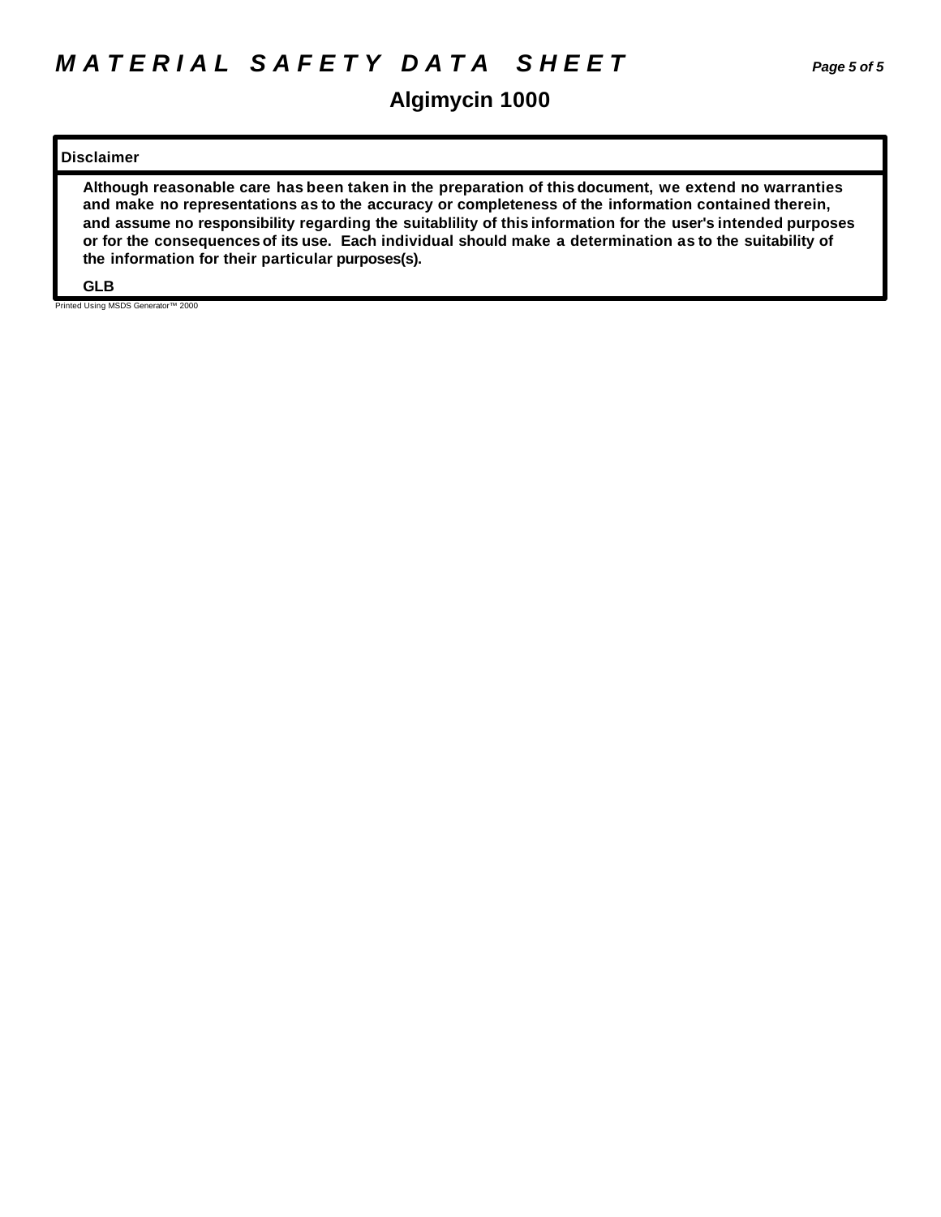## Disclaimer

**Although reasonable care has been taken in the preparation of this document, we extend no warranties and make no representations as to the accuracy or completeness of the information contained therein, and assume no responsibility regarding the suitablility of this information for the user's intended purposes or for the consequences of its use. Each individual should make a determination as to the suitability of the information for their particular purposes(s).**

**GLB**

Printed Using MSDS Generator™ 2000